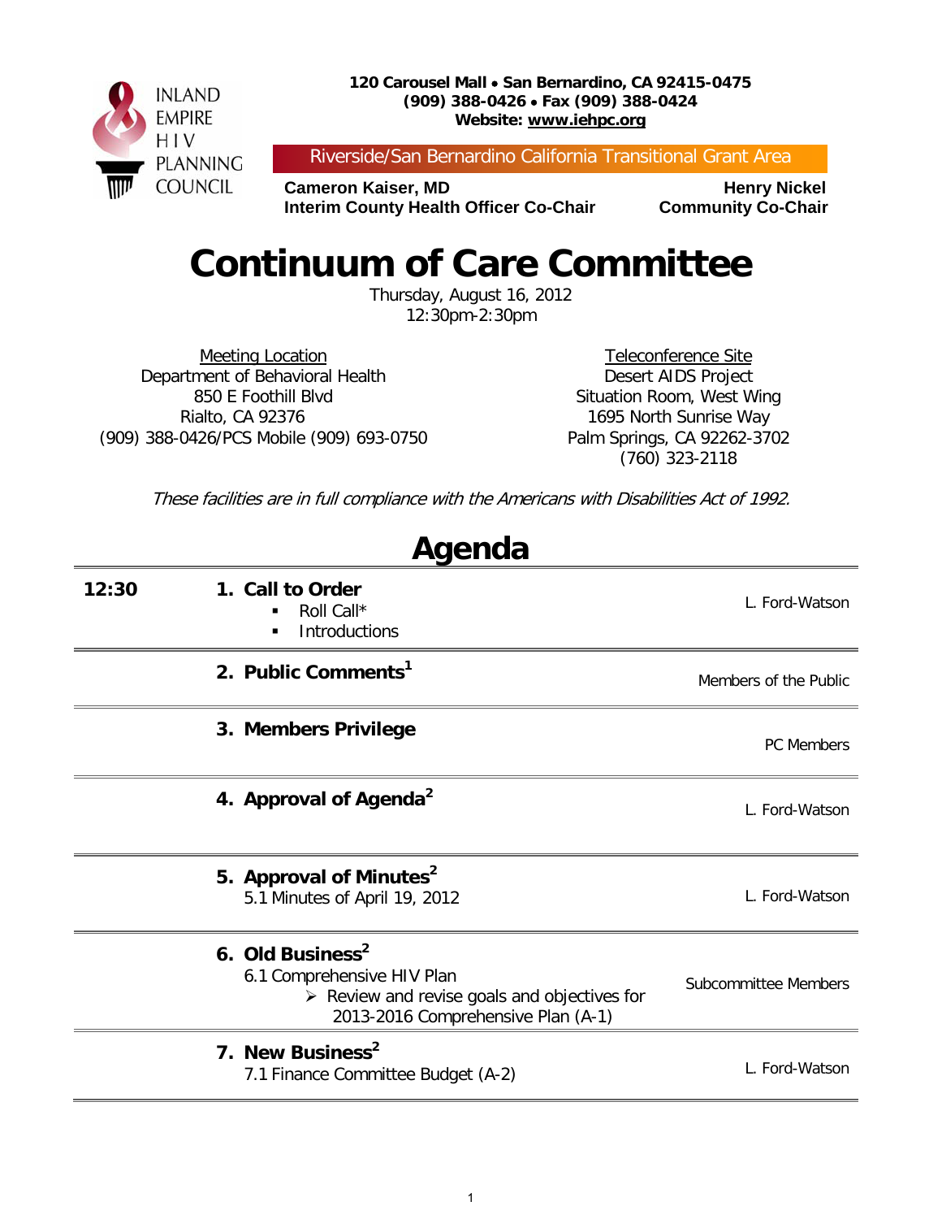INLAND EMPIRE HIV PLANNING COUNCIL

**120 Carousel Mall • San Bernardino, CA 92415-0475**
**(909) 388-0426 • Fax (909) 388-0424**
**Website: www.iehpc.org**

Riverside/San Bernardino California Transitional Grant Area

**Cameron Kaiser, MD**
**Interim County Health Officer Co-Chair**

**Henry Nickel**
**Community Co-Chair**

# Continuum of Care Committee

Thursday, August 16, 2012
12:30pm-2:30pm

Meeting Location
Department of Behavioral Health
850 E Foothill Blvd
Rialto, CA 92376
(909) 388-0426/PCS Mobile (909) 693-0750

Teleconference Site
Desert AIDS Project
Situation Room, West Wing
1695 North Sunrise Way
Palm Springs, CA 92262-3702
(760) 323-2118

*These facilities are in full compliance with the Americans with Disabilities Act of 1992.*

## Agenda

| Time | Item | Presenter |
|---|---|---|
| **12:30** | **1. Call to Order**<br>▪ Roll Call*<br>▪ Introductions | L. Ford-Watson |
| | **2. Public Comments**[1] | Members of the Public |
| | **3. Members Privilege** | PC Members |
| | **4. Approval of Agenda**[2] | L. Ford-Watson |
| | **5. Approval of Minutes**[2]<br>5.1 Minutes of April 19, 2012 | L. Ford-Watson |
| | **6. Old Business**[2]<br>6.1 Comprehensive HIV Plan<br>➢ Review and revise goals and objectives for 2013-2016 Comprehensive Plan (A-1) | Subcommittee Members |
| | **7. New Business**[2]<br>7.1 Finance Committee Budget (A-2) | L. Ford-Watson |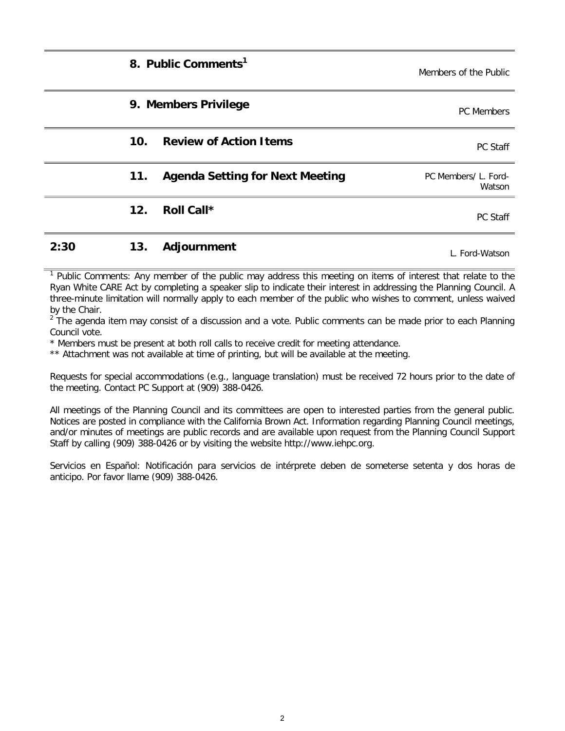| Time | # | Item | Presenter |
|---|---|---|---|
| | 8. | **Public Comments**[1] | Members of the Public |
| | 9. | **Members Privilege** | PC Members |
| | 10. | **Review of Action Items** | PC Staff |
| | 11. | **Agenda Setting for Next Meeting** | PC Members/ L. Ford-Watson |
| | 12. | **Roll Call*** | PC Staff |
| **2:30** | 13. | **Adjournment** | L. Ford-Watson |

[1] Public Comments: Any member of the public may address this meeting on items of interest that relate to the Ryan White CARE Act by completing a speaker slip to indicate their interest in addressing the Planning Council. A three-minute limitation will normally apply to each member of the public who wishes to comment, unless waived by the Chair.

[2] The agenda item may consist of a discussion and a vote. Public comments can be made prior to each Planning Council vote.

* Members must be present at both roll calls to receive credit for meeting attendance.

** Attachment was not available at time of printing, but will be available at the meeting.

Requests for special accommodations (e.g., language translation) must be received 72 hours prior to the date of the meeting. Contact PC Support at (909) 388-0426.

All meetings of the Planning Council and its committees are open to interested parties from the general public. Notices are posted in compliance with the California Brown Act. Information regarding Planning Council meetings, and/or minutes of meetings are public records and are available upon request from the Planning Council Support Staff by calling (909) 388-0426 or by visiting the website http://www.iehpc.org.

Servicios en Español: Notificación para servicios de intérprete deben de someterse setenta y dos horas de anticipo. Por favor llame (909) 388-0426.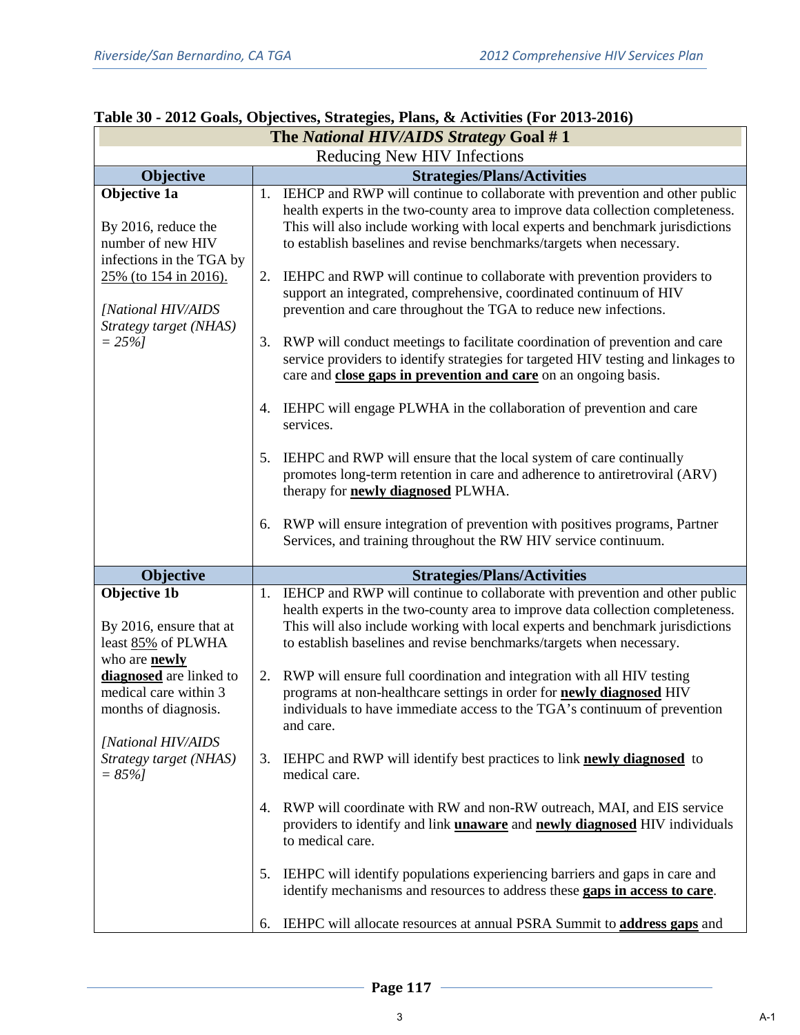**Table 30 - 2012 Goals, Objectives, Strategies, Plans, & Activities (For 2013-2016)**

| The *National HIV/AIDS Strategy* Goal # 1 | |
|---|---|
| Reducing New HIV Infections | |
| **Objective** | **Strategies/Plans/Activities** |
| **Objective 1a**<br><br>By 2016, reduce the number of new HIV infections in the TGA by 25% (to 154 in 2016).<br><br>*[National HIV/AIDS Strategy target (NHAS) = 25%]* | 1. IEHCP and RWP will continue to collaborate with prevention and other public health experts in the two-county area to improve data collection completeness. This will also include working with local experts and benchmark jurisdictions to establish baselines and revise benchmarks/targets when necessary.<br><br>2. IEHPC and RWP will continue to collaborate with prevention providers to support an integrated, comprehensive, coordinated continuum of HIV prevention and care throughout the TGA to reduce new infections.<br><br>3. RWP will conduct meetings to facilitate coordination of prevention and care service providers to identify strategies for targeted HIV testing and linkages to care and **close gaps in prevention and care** on an ongoing basis.<br><br>4. IEHPC will engage PLWHA in the collaboration of prevention and care services.<br><br>5. IEHPC and RWP will ensure that the local system of care continually promotes long-term retention in care and adherence to antiretroviral (ARV) therapy for **newly diagnosed** PLWHA.<br><br>6. RWP will ensure integration of prevention with positives programs, Partner Services, and training throughout the RW HIV service continuum. |
| **Objective** | **Strategies/Plans/Activities** |
| **Objective 1b**<br><br>By 2016, ensure that at least 85% of PLWHA who are **newly diagnosed** are linked to medical care within 3 months of diagnosis.<br><br>*[National HIV/AIDS Strategy target (NHAS) = 85%]* | 1. IEHCP and RWP will continue to collaborate with prevention and other public health experts in the two-county area to improve data collection completeness. This will also include working with local experts and benchmark jurisdictions to establish baselines and revise benchmarks/targets when necessary.<br><br>2. RWP will ensure full coordination and integration with all HIV testing programs at non-healthcare settings in order for **newly diagnosed** HIV individuals to have immediate access to the TGA's continuum of prevention and care.<br><br>3. IEHPC and RWP will identify best practices to link **newly diagnosed** to medical care.<br><br>4. RWP will coordinate with RW and non-RW outreach, MAI, and EIS service providers to identify and link **unaware** and **newly diagnosed** HIV individuals to medical care.<br><br>5. IEHPC will identify populations experiencing barriers and gaps in care and identify mechanisms and resources to address these **gaps in access to care**.<br><br>6. IEHPC will allocate resources at annual PSRA Summit to **address gaps** and |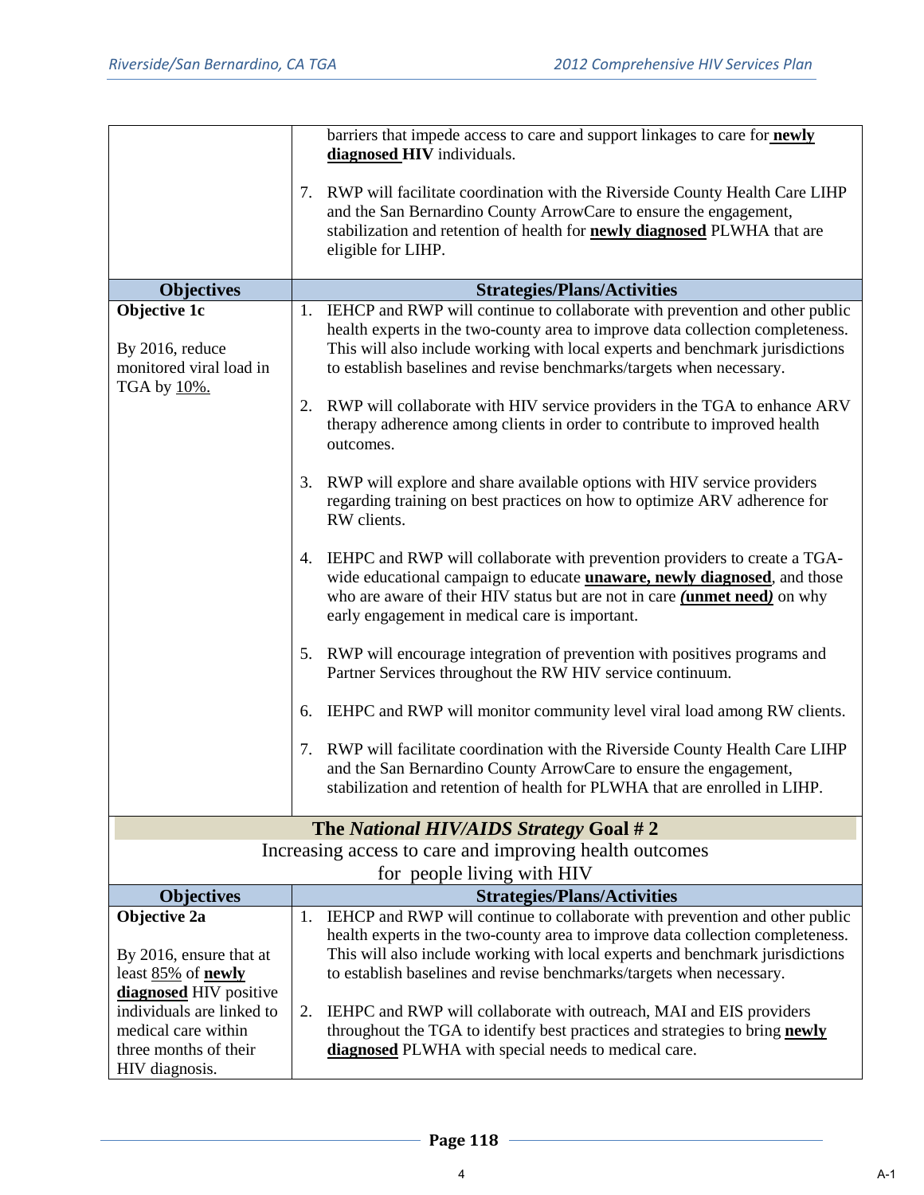| | |
|---|---|
| | barriers that impede access to care and support linkages to care for **newly diagnosed HIV** individuals.<br><br>7. RWP will facilitate coordination with the Riverside County Health Care LIHP and the San Bernardino County ArrowCare to ensure the engagement, stabilization and retention of health for **newly diagnosed** PLWHA that are eligible for LIHP. |
| **Objectives** | **Strategies/Plans/Activities** |
| **Objective 1c**<br><br>By 2016, reduce monitored viral load in TGA by 10%. | 1. IEHCP and RWP will continue to collaborate with prevention and other public health experts in the two-county area to improve data collection completeness. This will also include working with local experts and benchmark jurisdictions to establish baselines and revise benchmarks/targets when necessary.<br><br>2. RWP will collaborate with HIV service providers in the TGA to enhance ARV therapy adherence among clients in order to contribute to improved health outcomes.<br><br>3. RWP will explore and share available options with HIV service providers regarding training on best practices on how to optimize ARV adherence for RW clients.<br><br>4. IEHPC and RWP will collaborate with prevention providers to create a TGA-wide educational campaign to educate **unaware, newly diagnosed**, and those who are aware of their HIV status but are not in care ***(unmet need)*** on why early engagement in medical care is important.<br><br>5. RWP will encourage integration of prevention with positives programs and Partner Services throughout the RW HIV service continuum.<br><br>6. IEHPC and RWP will monitor community level viral load among RW clients.<br><br>7. RWP will facilitate coordination with the Riverside County Health Care LIHP and the San Bernardino County ArrowCare to ensure the engagement, stabilization and retention of health for PLWHA that are enrolled in LIHP. |
| **The *National HIV/AIDS Strategy* Goal # 2**<br>Increasing access to care and improving health outcomes for people living with HIV | |
| **Objectives** | **Strategies/Plans/Activities** |
| **Objective 2a**<br><br>By 2016, ensure that at least 85% of **newly diagnosed** HIV positive individuals are linked to medical care within three months of their HIV diagnosis. | 1. IEHCP and RWP will continue to collaborate with prevention and other public health experts in the two-county area to improve data collection completeness. This will also include working with local experts and benchmark jurisdictions to establish baselines and revise benchmarks/targets when necessary.<br><br>2. IEHPC and RWP will collaborate with outreach, MAI and EIS providers throughout the TGA to identify best practices and strategies to bring **newly diagnosed** PLWHA with special needs to medical care. |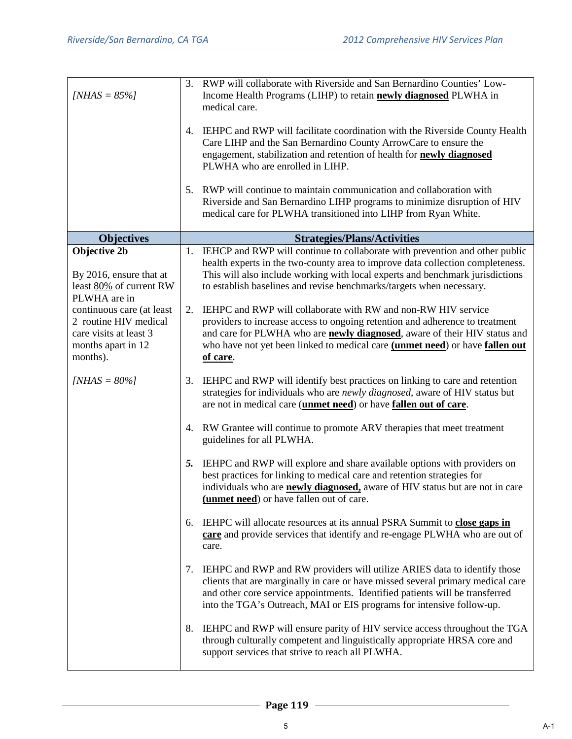| | |
|---|---|
| *[NHAS = 85%]* | 3. RWP will collaborate with Riverside and San Bernardino Counties' Low-Income Health Programs (LIHP) to retain **<u>newly diagnosed</u>** PLWHA in medical care.<br><br>4. IEHPC and RWP will facilitate coordination with the Riverside County Health Care LIHP and the San Bernardino County ArrowCare to ensure the engagement, stabilization and retention of health for **<u>newly diagnosed</u>** PLWHA who are enrolled in LIHP.<br><br>5. RWP will continue to maintain communication and collaboration with Riverside and San Bernardino LIHP programs to minimize disruption of HIV medical care for PLWHA transitioned into LIHP from Ryan White. |
| **Objectives** | **Strategies/Plans/Activities** |
| **Objective 2b**<br><br>By 2016, ensure that at least <u>80%</u> of current RW PLWHA are in continuous care (at least 2 routine HIV medical care visits at least 3 months apart in 12 months).<br><br>*[NHAS = 80%]* | 1. IEHCP and RWP will continue to collaborate with prevention and other public health experts in the two-county area to improve data collection completeness. This will also include working with local experts and benchmark jurisdictions to establish baselines and revise benchmarks/targets when necessary.<br><br>2. IEHPC and RWP will collaborate with RW and non-RW HIV service providers to increase access to ongoing retention and adherence to treatment and care for PLWHA who are **<u>newly diagnosed</u>**, aware of their HIV status and who have not yet been linked to medical care **<u>(unmet need</u>**) or have **<u>fallen out of care</u>**.<br><br>3. IEHPC and RWP will identify best practices on linking to care and retention strategies for individuals who are *newly diagnosed*, aware of HIV status but are not in medical care (**<u>unmet need</u>**) or have **<u>fallen out of care</u>**.<br><br>4. RW Grantee will continue to promote ARV therapies that meet treatment guidelines for all PLWHA.<br><br>***5.*** IEHPC and RWP will explore and share available options with providers on best practices for linking to medical care and retention strategies for individuals who are **<u>newly diagnosed,</u>** aware of HIV status but are not in care **<u>(unmet need</u>**) or have fallen out of care.<br><br>6. IEHPC will allocate resources at its annual PSRA Summit to **<u>close gaps in care</u>** and provide services that identify and re-engage PLWHA who are out of care.<br><br>7. IEHPC and RWP and RW providers will utilize ARIES data to identify those clients that are marginally in care or have missed several primary medical care and other core service appointments. Identified patients will be transferred into the TGA's Outreach, MAI or EIS programs for intensive follow-up.<br><br>8. IEHPC and RWP will ensure parity of HIV service access throughout the TGA through culturally competent and linguistically appropriate HRSA core and support services that strive to reach all PLWHA. |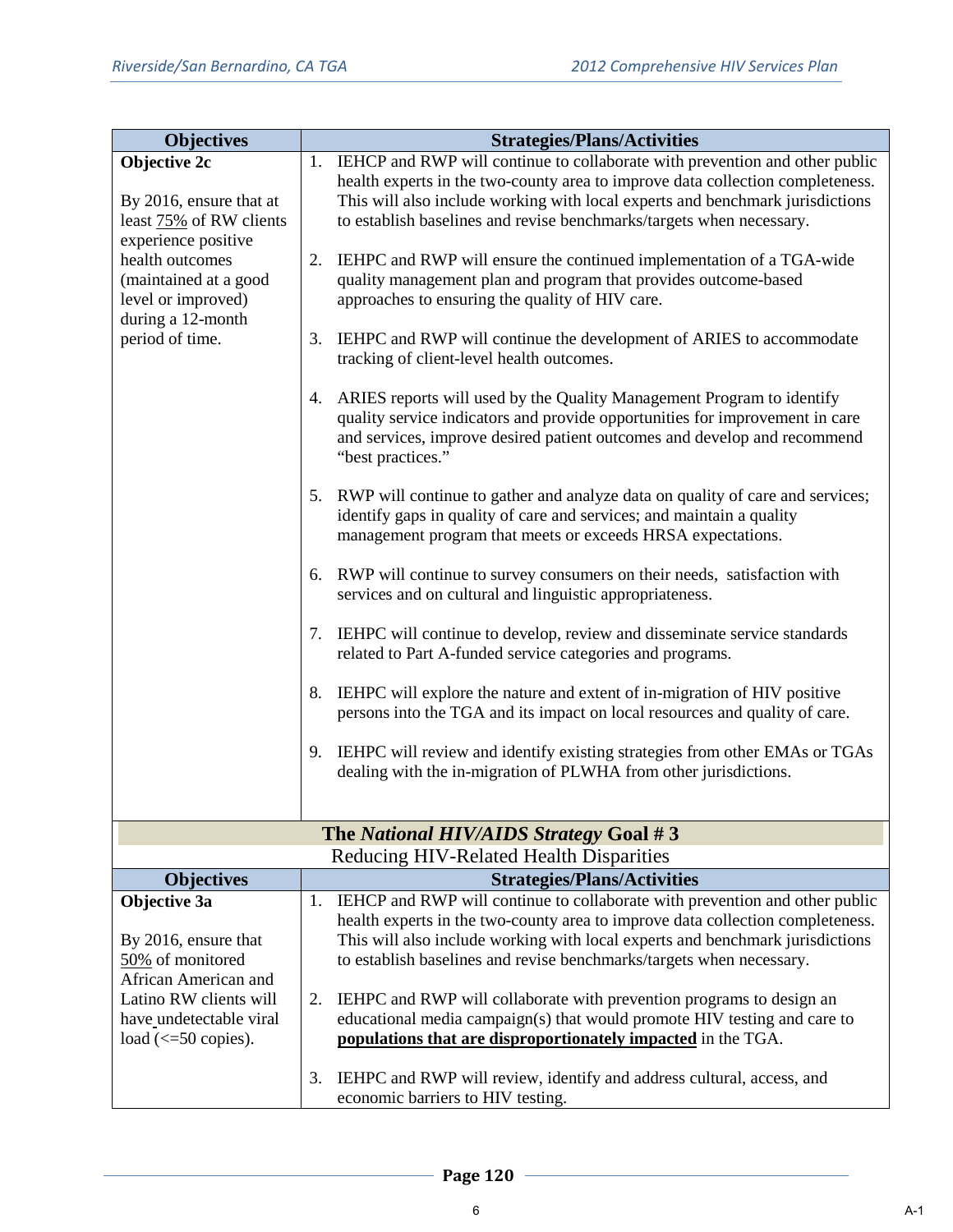| Objectives | Strategies/Plans/Activities |
|---|---|
| **Objective 2c**<br><br>By 2016, ensure that at least <u>75%</u> of RW clients experience positive health outcomes (maintained at a good level or improved) during a 12-month period of time. | 1. IEHCP and RWP will continue to collaborate with prevention and other public health experts in the two-county area to improve data collection completeness. This will also include working with local experts and benchmark jurisdictions to establish baselines and revise benchmarks/targets when necessary.<br><br>2. IEHPC and RWP will ensure the continued implementation of a TGA-wide quality management plan and program that provides outcome-based approaches to ensuring the quality of HIV care.<br><br>3. IEHPC and RWP will continue the development of ARIES to accommodate tracking of client-level health outcomes.<br><br>4. ARIES reports will used by the Quality Management Program to identify quality service indicators and provide opportunities for improvement in care and services, improve desired patient outcomes and develop and recommend "best practices."<br><br>5. RWP will continue to gather and analyze data on quality of care and services; identify gaps in quality of care and services; and maintain a quality management program that meets or exceeds HRSA expectations.<br><br>6. RWP will continue to survey consumers on their needs, satisfaction with services and on cultural and linguistic appropriateness.<br><br>7. IEHPC will continue to develop, review and disseminate service standards related to Part A-funded service categories and programs.<br><br>8. IEHPC will explore the nature and extent of in-migration of HIV positive persons into the TGA and its impact on local resources and quality of care.<br><br>9. IEHPC will review and identify existing strategies from other EMAs or TGAs dealing with the in-migration of PLWHA from other jurisdictions. |

## The *National HIV/AIDS Strategy* Goal # 3

Reducing HIV-Related Health Disparities

| Objectives | Strategies/Plans/Activities |
|---|---|
| **Objective 3a**<br><br>By 2016, ensure that <u>50%</u> of monitored African American and Latino RW clients will have undetectable viral load (<=50 copies). | 1. IEHCP and RWP will continue to collaborate with prevention and other public health experts in the two-county area to improve data collection completeness. This will also include working with local experts and benchmark jurisdictions to establish baselines and revise benchmarks/targets when necessary.<br><br>2. IEHPC and RWP will collaborate with prevention programs to design an educational media campaign(s) that would promote HIV testing and care to <u>**populations that are disproportionately impacted**</u> in the TGA.<br><br>3. IEHPC and RWP will review, identify and address cultural, access, and economic barriers to HIV testing. |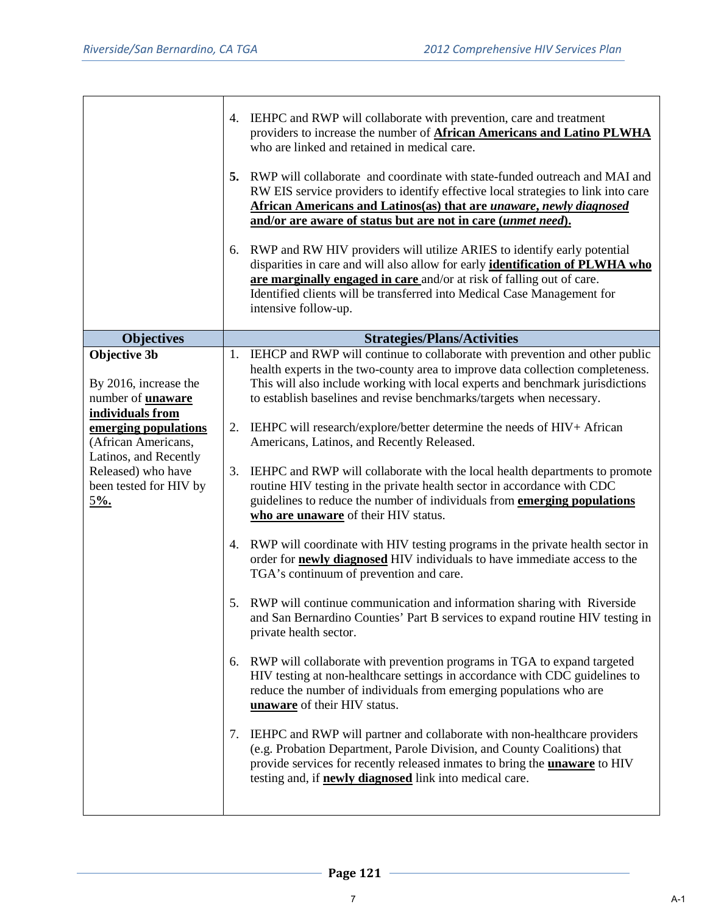| | |
|---|---|
| | 4. IEHPC and RWP will collaborate with prevention, care and treatment providers to increase the number of **African Americans and Latino PLWHA** who are linked and retained in medical care.<br><br>**5.** RWP will collaborate and coordinate with state-funded outreach and MAI and RW EIS service providers to identify effective local strategies to link into care **African Americans and Latinos(as) that are *unaware*, *newly diagnosed* and/or are aware of status but are not in care (*unmet need*).**<br><br>6. RWP and RW HIV providers will utilize ARIES to identify early potential disparities in care and will also allow for early **identification of PLWHA who are marginally engaged in care** and/or at risk of falling out of care. Identified clients will be transferred into Medical Case Management for intensive follow-up. |
| **Objectives** | **Strategies/Plans/Activities** |
| **Objective 3b**<br><br>By 2016, increase the number of **unaware individuals from emerging populations** (African Americans, Latinos, and Recently Released) who have been tested for HIV by **5%.** | 1. IEHCP and RWP will continue to collaborate with prevention and other public health experts in the two-county area to improve data collection completeness. This will also include working with local experts and benchmark jurisdictions to establish baselines and revise benchmarks/targets when necessary.<br><br>2. IEHPC will research/explore/better determine the needs of HIV+ African Americans, Latinos, and Recently Released.<br><br>3. IEHPC and RWP will collaborate with the local health departments to promote routine HIV testing in the private health sector in accordance with CDC guidelines to reduce the number of individuals from **emerging populations who are unaware** of their HIV status.<br><br>4. RWP will coordinate with HIV testing programs in the private health sector in order for **newly diagnosed** HIV individuals to have immediate access to the TGA's continuum of prevention and care.<br><br>5. RWP will continue communication and information sharing with Riverside and San Bernardino Counties' Part B services to expand routine HIV testing in private health sector.<br><br>6. RWP will collaborate with prevention programs in TGA to expand targeted HIV testing at non-healthcare settings in accordance with CDC guidelines to reduce the number of individuals from emerging populations who are **unaware** of their HIV status.<br><br>7. IEHPC and RWP will partner and collaborate with non-healthcare providers (e.g. Probation Department, Parole Division, and County Coalitions) that provide services for recently released inmates to bring the **unaware** to HIV testing and, if **newly diagnosed** link into medical care. |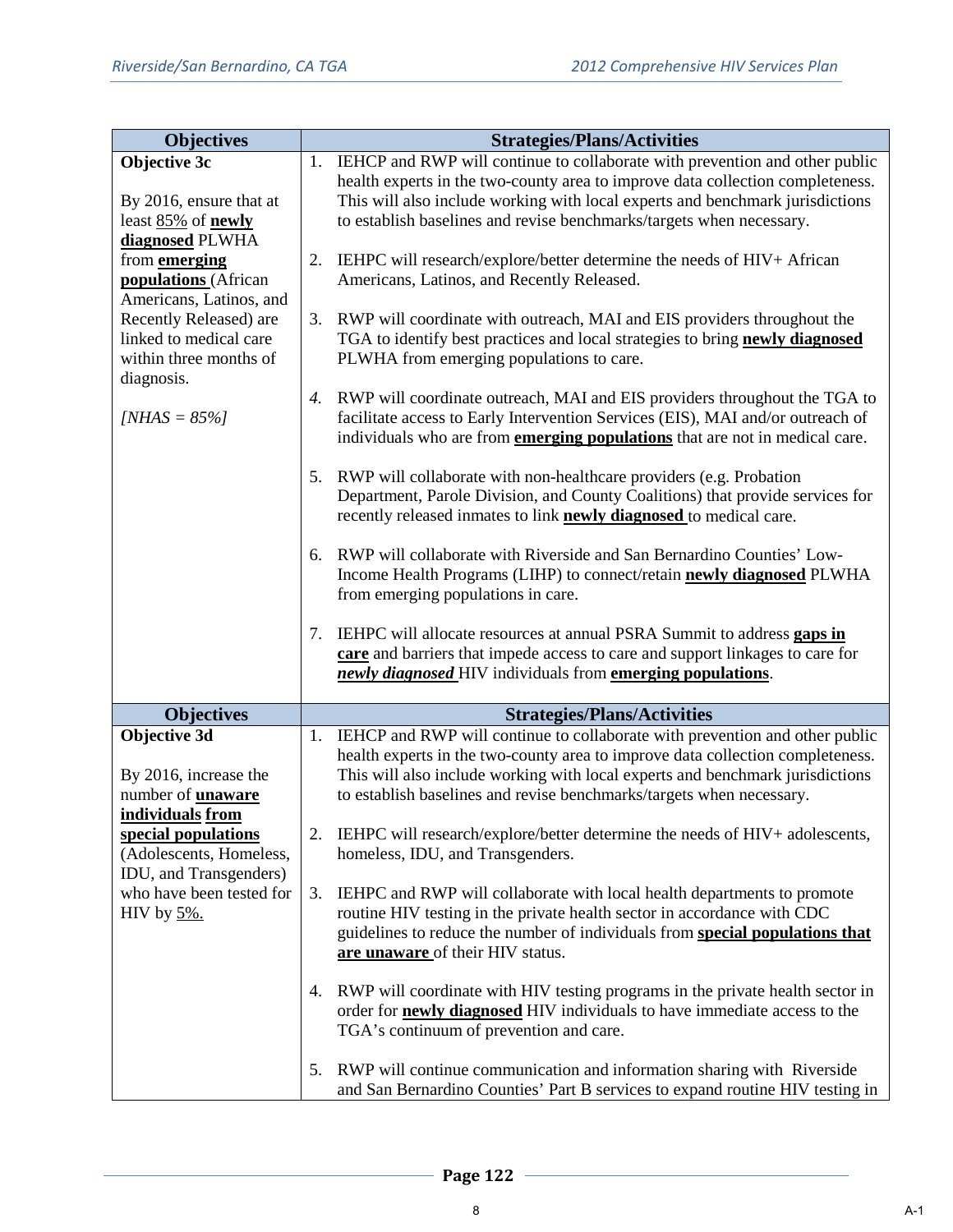| Objectives | Strategies/Plans/Activities |
|---|---|
| **Objective 3c**<br><br>By 2016, ensure that at least <u>85%</u> of **<u>newly diagnosed</u>** PLWHA from **<u>emerging populations</u>** (African Americans, Latinos, and Recently Released) are linked to medical care within three months of diagnosis.<br><br>*[NHAS = 85%]* | 1. IEHCP and RWP will continue to collaborate with prevention and other public health experts in the two-county area to improve data collection completeness. This will also include working with local experts and benchmark jurisdictions to establish baselines and revise benchmarks/targets when necessary.<br><br>2. IEHPC will research/explore/better determine the needs of HIV+ African Americans, Latinos, and Recently Released.<br><br>3. RWP will coordinate with outreach, MAI and EIS providers throughout the TGA to identify best practices and local strategies to bring **<u>newly diagnosed</u>** PLWHA from emerging populations to care.<br><br>*4.* RWP will coordinate outreach, MAI and EIS providers throughout the TGA to facilitate access to Early Intervention Services (EIS), MAI and/or outreach of individuals who are from **<u>emerging populations</u>** that are not in medical care.<br><br>5. RWP will collaborate with non-healthcare providers (e.g. Probation Department, Parole Division, and County Coalitions) that provide services for recently released inmates to link **<u>newly diagnosed</u>** to medical care.<br><br>6. RWP will collaborate with Riverside and San Bernardino Counties' Low-Income Health Programs (LIHP) to connect/retain **<u>newly diagnosed</u>** PLWHA from emerging populations in care.<br><br>7. IEHPC will allocate resources at annual PSRA Summit to address **<u>gaps in care</u>** and barriers that impede access to care and support linkages to care for ***<u>newly diagnosed</u>*** HIV individuals from **<u>emerging populations</u>**. |

| Objectives | Strategies/Plans/Activities |
|---|---|
| **Objective 3d**<br><br>By 2016, increase the number of **<u>unaware individuals from special populations</u>** (Adolescents, Homeless, IDU, and Transgenders) who have been tested for HIV by <u>5%.</u> | 1. IEHCP and RWP will continue to collaborate with prevention and other public health experts in the two-county area to improve data collection completeness. This will also include working with local experts and benchmark jurisdictions to establish baselines and revise benchmarks/targets when necessary.<br><br>2. IEHPC will research/explore/better determine the needs of HIV+ adolescents, homeless, IDU, and Transgenders.<br><br>3. IEHPC and RWP will collaborate with local health departments to promote routine HIV testing in the private health sector in accordance with CDC guidelines to reduce the number of individuals from **<u>special populations that are unaware</u>** of their HIV status.<br><br>4. RWP will coordinate with HIV testing programs in the private health sector in order for **<u>newly diagnosed</u>** HIV individuals to have immediate access to the TGA's continuum of prevention and care.<br><br>5. RWP will continue communication and information sharing with Riverside and San Bernardino Counties' Part B services to expand routine HIV testing in |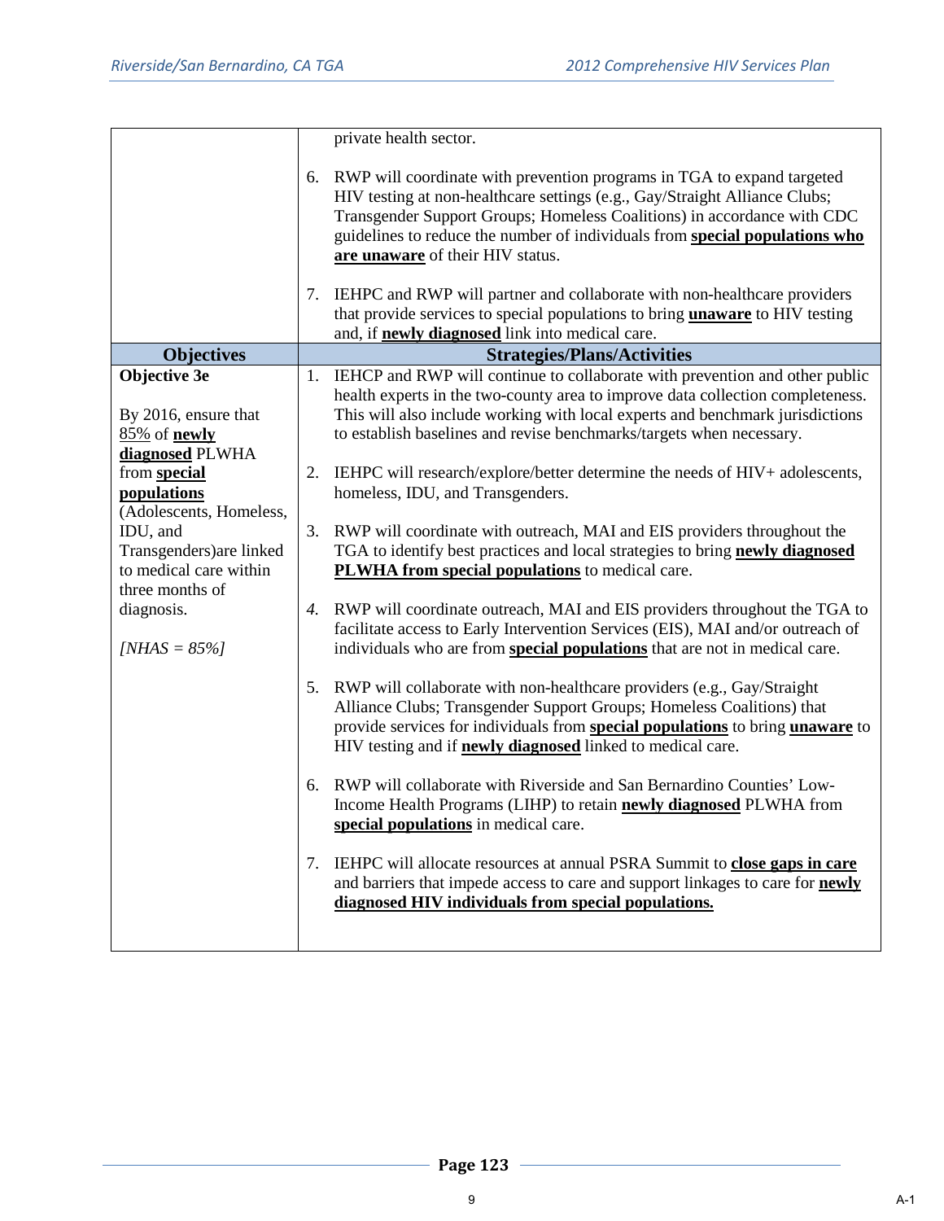| | |
|---|---|
| | private health sector.<br><br>6. RWP will coordinate with prevention programs in TGA to expand targeted HIV testing at non-healthcare settings (e.g., Gay/Straight Alliance Clubs; Transgender Support Groups; Homeless Coalitions) in accordance with CDC guidelines to reduce the number of individuals from **special populations who are unaware** of their HIV status.<br><br>7. IEHPC and RWP will partner and collaborate with non-healthcare providers that provide services to special populations to bring **unaware** to HIV testing and, if **newly diagnosed** link into medical care. |
| **Objectives** | **Strategies/Plans/Activities** |
| **Objective 3e**<br><br>By 2016, ensure that 85% of **newly diagnosed** PLWHA from **special populations** (Adolescents, Homeless, IDU, and Transgenders)are linked to medical care within three months of diagnosis.<br><br>*[NHAS = 85%]* | 1. IEHCP and RWP will continue to collaborate with prevention and other public health experts in the two-county area to improve data collection completeness. This will also include working with local experts and benchmark jurisdictions to establish baselines and revise benchmarks/targets when necessary.<br><br>2. IEHPC will research/explore/better determine the needs of HIV+ adolescents, homeless, IDU, and Transgenders.<br><br>3. RWP will coordinate with outreach, MAI and EIS providers throughout the TGA to identify best practices and local strategies to bring **newly diagnosed PLWHA from special populations** to medical care.<br><br>4. RWP will coordinate outreach, MAI and EIS providers throughout the TGA to facilitate access to Early Intervention Services (EIS), MAI and/or outreach of individuals who are from **special populations** that are not in medical care.<br><br>5. RWP will collaborate with non-healthcare providers (e.g., Gay/Straight Alliance Clubs; Transgender Support Groups; Homeless Coalitions) that provide services for individuals from **special populations** to bring **unaware** to HIV testing and if **newly diagnosed** linked to medical care.<br><br>6. RWP will collaborate with Riverside and San Bernardino Counties' Low-Income Health Programs (LIHP) to retain **newly diagnosed** PLWHA from **special populations** in medical care.<br><br>7. IEHPC will allocate resources at annual PSRA Summit to **close gaps in care** and barriers that impede access to care and support linkages to care for **newly diagnosed HIV individuals from special populations.** |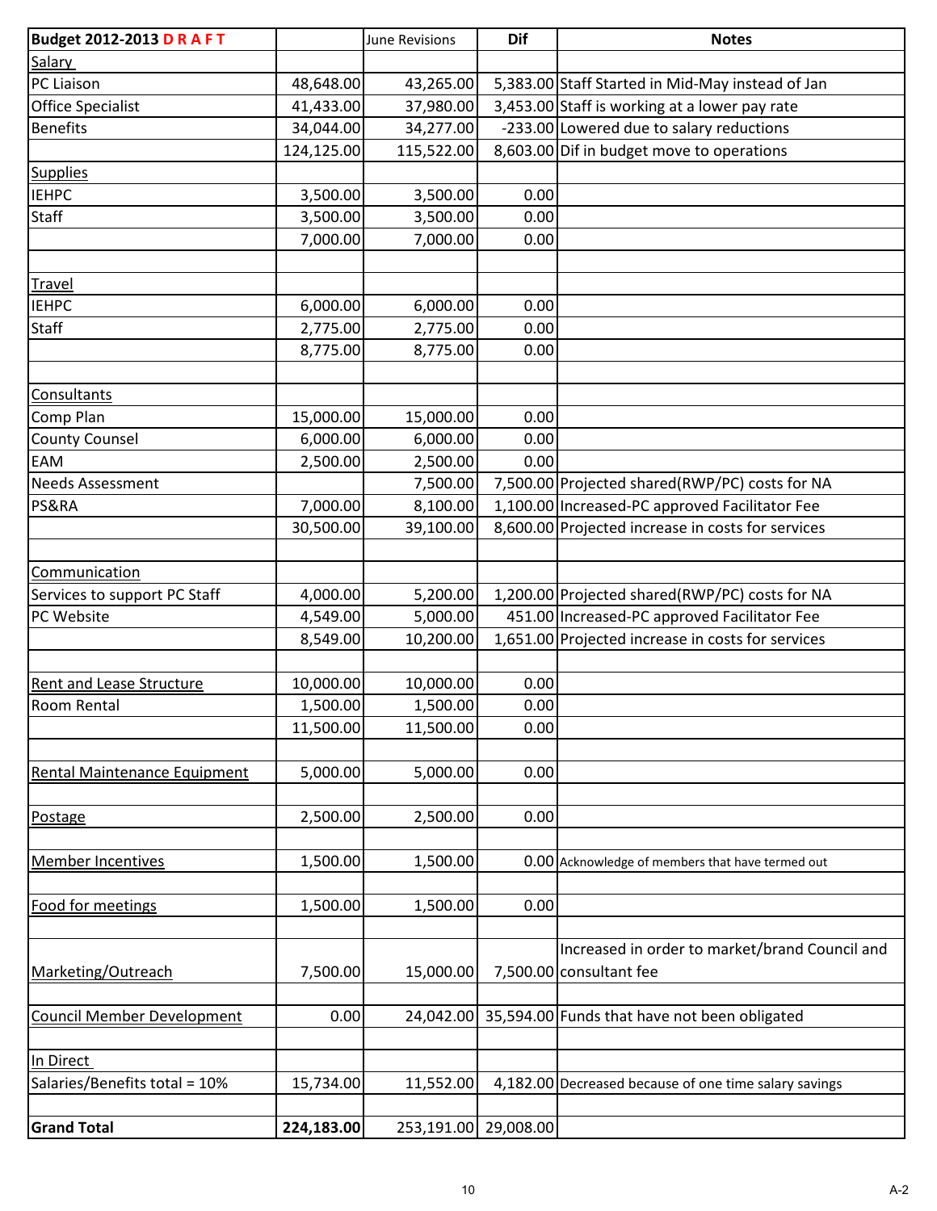| Budget 2012-2013 D R A F T | | June Revisions | Dif | Notes |
|---|---|---|---|---|
| Salary | | | | |
| PC Liaison | 48,648.00 | 43,265.00 | 5,383.00 | Staff Started in Mid-May instead of Jan |
| Office Specialist | 41,433.00 | 37,980.00 | 3,453.00 | Staff is working at a lower pay rate |
| Benefits | 34,044.00 | 34,277.00 | -233.00 | Lowered due to salary reductions |
| | 124,125.00 | 115,522.00 | 8,603.00 | Dif in budget move to operations |
| Supplies | | | | |
| IEHPC | 3,500.00 | 3,500.00 | 0.00 | |
| Staff | 3,500.00 | 3,500.00 | 0.00 | |
| | 7,000.00 | 7,000.00 | 0.00 | |
| | | | | |
| Travel | | | | |
| IEHPC | 6,000.00 | 6,000.00 | 0.00 | |
| Staff | 2,775.00 | 2,775.00 | 0.00 | |
| | 8,775.00 | 8,775.00 | 0.00 | |
| | | | | |
| Consultants | | | | |
| Comp Plan | 15,000.00 | 15,000.00 | 0.00 | |
| County Counsel | 6,000.00 | 6,000.00 | 0.00 | |
| EAM | 2,500.00 | 2,500.00 | 0.00 | |
| Needs Assessment | | 7,500.00 | 7,500.00 | Projected shared(RWP/PC) costs for NA |
| PS&RA | 7,000.00 | 8,100.00 | 1,100.00 | Increased-PC approved Facilitator Fee |
| | 30,500.00 | 39,100.00 | 8,600.00 | Projected increase in costs for services |
| | | | | |
| Communication | | | | |
| Services to support PC Staff | 4,000.00 | 5,200.00 | 1,200.00 | Projected shared(RWP/PC) costs for NA |
| PC Website | 4,549.00 | 5,000.00 | 451.00 | Increased-PC approved Facilitator Fee |
| | 8,549.00 | 10,200.00 | 1,651.00 | Projected increase in costs for services |
| | | | | |
| Rent and Lease Structure | 10,000.00 | 10,000.00 | 0.00 | |
| Room Rental | 1,500.00 | 1,500.00 | 0.00 | |
| | 11,500.00 | 11,500.00 | 0.00 | |
| | | | | |
| Rental Maintenance Equipment | 5,000.00 | 5,000.00 | 0.00 | |
| | | | | |
| Postage | 2,500.00 | 2,500.00 | 0.00 | |
| | | | | |
| Member Incentives | 1,500.00 | 1,500.00 | 0.00 | Acknowledge of members that have termed out |
| | | | | |
| Food for meetings | 1,500.00 | 1,500.00 | 0.00 | |
| | | | | |
| Marketing/Outreach | 7,500.00 | 15,000.00 | 7,500.00 | Increased in order to market/brand Council and consultant fee |
| | | | | |
| Council Member Development | 0.00 | 24,042.00 | 35,594.00 | Funds that have not been obligated |
| | | | | |
| In Direct | | | | |
| Salaries/Benefits total = 10% | 15,734.00 | 11,552.00 | 4,182.00 | Decreased because of one time salary savings |
| | | | | |
| **Grand Total** | **224,183.00** | 253,191.00 | 29,008.00 | |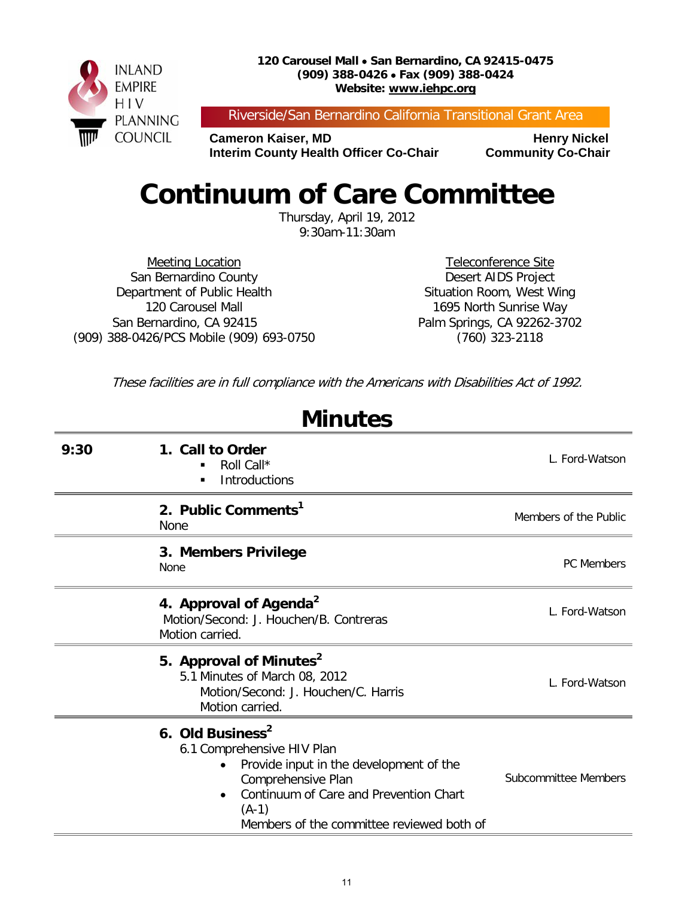INLAND EMPIRE HIV PLANNING COUNCIL

**120 Carousel Mall • San Bernardino, CA 92415-0475**
**(909) 388-0426 • Fax (909) 388-0424**
**Website: www.iehpc.org**

Riverside/San Bernardino California Transitional Grant Area

**Cameron Kaiser, MD**
**Interim County Health Officer Co-Chair**

**Henry Nickel**
**Community Co-Chair**

# Continuum of Care Committee

Thursday, April 19, 2012
9:30am-11:30am

Meeting Location
San Bernardino County
Department of Public Health
120 Carousel Mall
San Bernardino, CA 92415
(909) 388-0426/PCS Mobile (909) 693-0750

Teleconference Site
Desert AIDS Project
Situation Room, West Wing
1695 North Sunrise Way
Palm Springs, CA 92262-3702
(760) 323-2118

*These facilities are in full compliance with the Americans with Disabilities Act of 1992.*

## Minutes

| Time | Item | Responsible |
|---|---|---|
| **9:30** | **1. Call to Order**<br>▪ Roll Call*<br>▪ Introductions | L. Ford-Watson |
| | **2. Public Comments[1]**<br>None | Members of the Public |
| | **3. Members Privilege**<br>None | PC Members |
| | **4. Approval of Agenda[2]**<br>Motion/Second: J. Houchen/B. Contreras<br>Motion carried. | L. Ford-Watson |
| | **5. Approval of Minutes[2]**<br>5.1 Minutes of March 08, 2012<br>Motion/Second: J. Houchen/C. Harris<br>Motion carried. | L. Ford-Watson |
| | **6. Old Business[2]**<br>6.1 Comprehensive HIV Plan<br>• Provide input in the development of the Comprehensive Plan<br>• Continuum of Care and Prevention Chart (A-1)<br>Members of the committee reviewed both of | Subcommittee Members |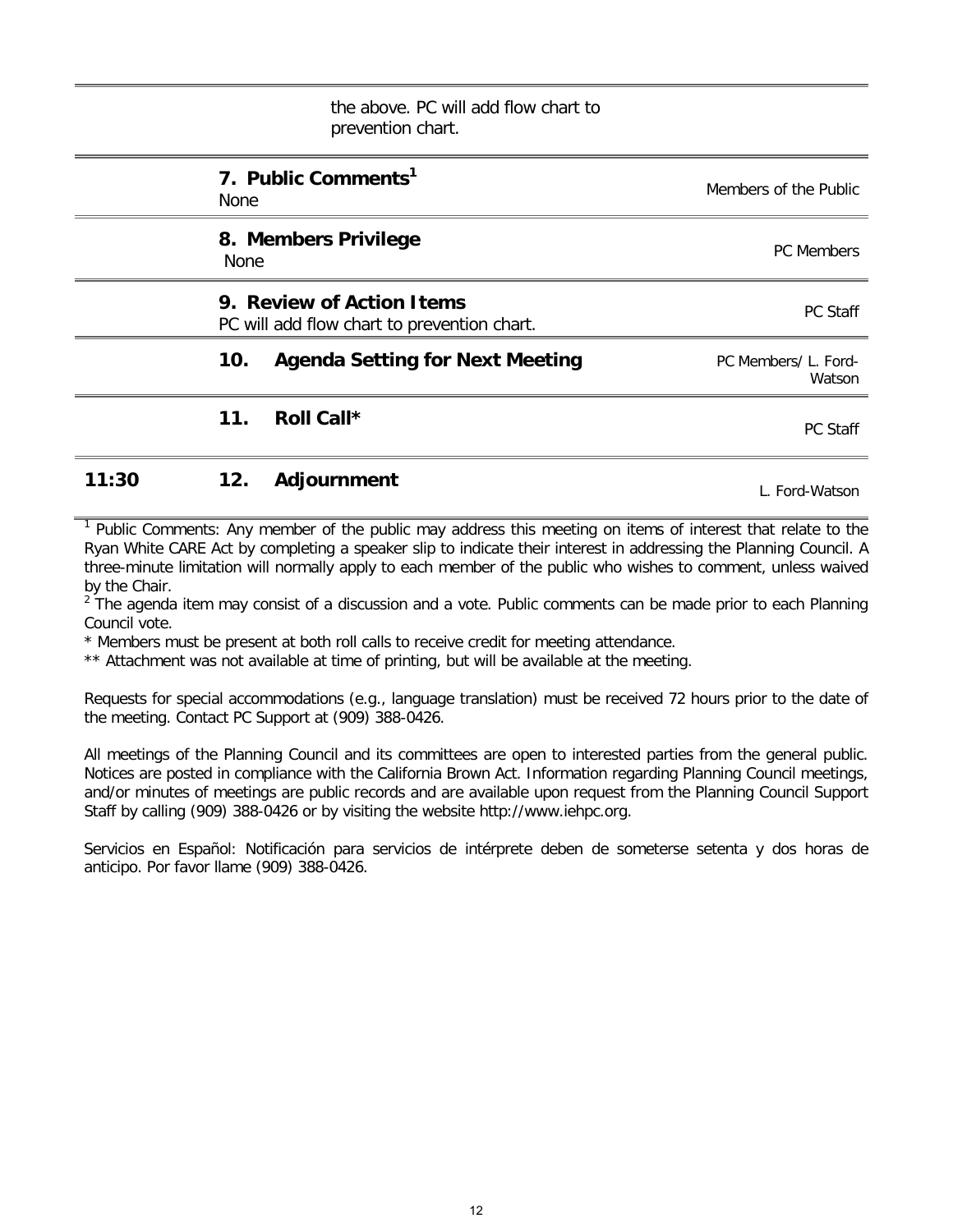| | | |
|---|---|---|
| | the above. PC will add flow chart to prevention chart. | |
| | **7. Public Comments[1]** None | Members of the Public |
| | **8. Members Privilege** None | PC Members |
| | **9. Review of Action Items** PC will add flow chart to prevention chart. | PC Staff |
| | **10. Agenda Setting for Next Meeting** | PC Members/ L. Ford-Watson |
| | **11. Roll Call*** | PC Staff |
| **11:30** | **12. Adjournment** | L. Ford-Watson |

[1] Public Comments: Any member of the public may address this meeting on items of interest that relate to the Ryan White CARE Act by completing a speaker slip to indicate their interest in addressing the Planning Council. A three-minute limitation will normally apply to each member of the public who wishes to comment, unless waived by the Chair.

[2] The agenda item may consist of a discussion and a vote. Public comments can be made prior to each Planning Council vote.

* Members must be present at both roll calls to receive credit for meeting attendance.

** Attachment was not available at time of printing, but will be available at the meeting.

Requests for special accommodations (e.g., language translation) must be received 72 hours prior to the date of the meeting. Contact PC Support at (909) 388-0426.

All meetings of the Planning Council and its committees are open to interested parties from the general public. Notices are posted in compliance with the California Brown Act. Information regarding Planning Council meetings, and/or minutes of meetings are public records and are available upon request from the Planning Council Support Staff by calling (909) 388-0426 or by visiting the website http://www.iehpc.org.

Servicios en Español: Notificación para servicios de intérprete deben de someterse setenta y dos horas de anticipo. Por favor llame (909) 388-0426.